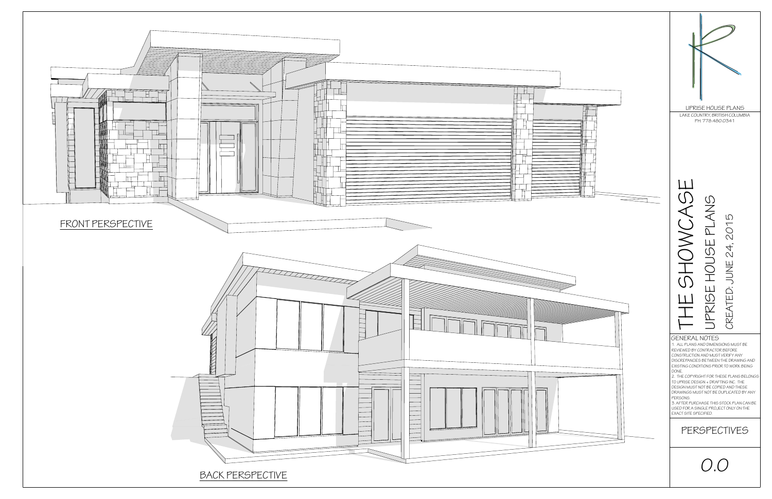FRONT PERSPECTIVE

BACK PERSPECTIVE

UPRISE HOUSE PLANS

LAKE COUNTRY, BRITISH COLUMBIA
PH. 778.480.0341

# THE SHOWCASE

## UPRISE HOUSE PLANS

CREATED: JUNE 24, 2015

GENERAL NOTES

1. ALL PLANS AND DIMENSIONS MUST BE REVIEWED BY CONTRACTOR BEFORE CONSTRUCTION AND MUST VERIFY ANY DISCREPANCIES BETWEEN THE DRAWING AND EXISTING CONDITIONS PRIOR TO WORK BEING DONE.
2. THE COPYRIGHT FOR THESE PLANS BELONGS TO UPRISE DESIGN + DRAFTING INC. THE DESIGN MUST NOT BE COPIED AND THESE DRAWINGS MUST NOT BE DUPLICATED BY ANY PERSONS.
3. AFTER PURCHASE THIS STOCK PLAN CAN BE USED FOR A SINGLE PROJECT ONLY ON THE EXACT SITE SPECIFIED.

PERSPECTIVES

0.0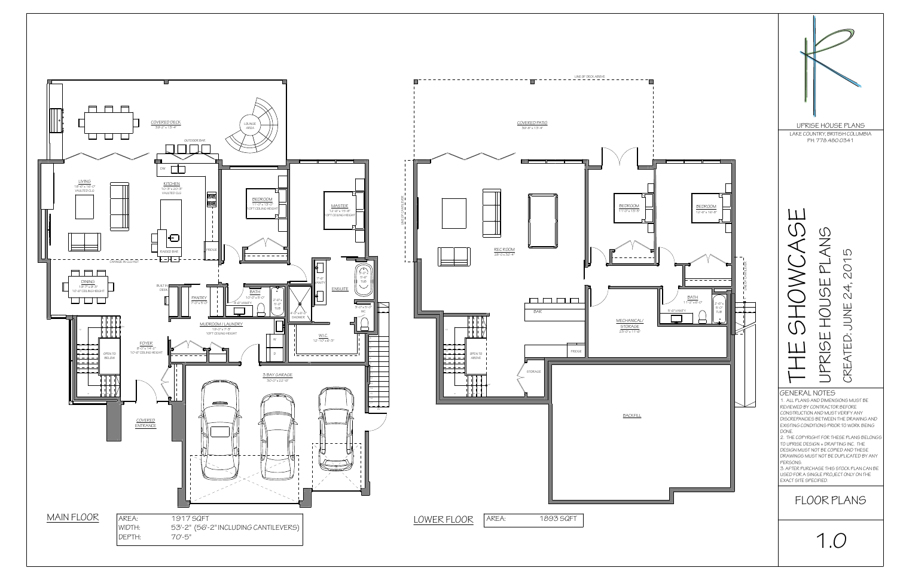# THE SHOWCASE

## UPRISE HOUSE PLANS

*CREATED: JUNE 24, 2015*

UPRISE HOUSE PLANS
LAKE COUNTRY, BRITISH COLUMBIA
PH. 778.480.0341

## MAIN FLOOR

| | |
|---|---|
| AREA: | 1917 SQFT |
| WIDTH: | 53'-2" (56'-2" INCLUDING CANTILEVERS) |
| DEPTH: | 70'-5" |

COVERED DECK 39'-2" x 13'-4"
LOUNGE AREA
OUTDOOR BAR
DW
LIVING 18'-8" x 16'-0" VAULTED CLG
KITCHEN 10'-3" x 20'-3" VAULTED CLG
RAISED BAR
FRIDGE
BEDROOM 11'-0" x 13'-0" 10FT CEILING HEIGHT
MASTER 12'-8" x 15'-8" 10FT CEILING HEIGHT
CHANGE IN CLG HGT
DINING 13'-7" x 9'-5" 10'-6" CEILING HEIGHT
BUILT IN DESK
PANTRY 7'-0" x 5'-0"
BATH 10'-0" x 5'-0"
4'-8" VANITY
2'-8" x 5'-0" TUB
ENSUITE
7'-0" VANITY
5'-0" x 5'-6" TUB
4'-0" x 6'-0" SHOWER
3'-0" x 5'-0" WC
MUDROOM / LAUNDRY 13'-0" x 7'-3" 10FT CEILING HEIGHT
W
D
W.I.C. 12'-10" x 6'-3"
FOYER 8'-0" x 14'-2" 10'-6" CEILING HEIGHT
OPEN TO BELOW
3 BAY GARAGE 30'-0" x 22'-6"
COVERED ENTRANCE

## LOWER FLOOR

| | |
|---|---|
| AREA: | 1893 SQFT |

LINE OF DECK ABOVE
COVERED PATIO 39'-8" x 13'-4"
LINE OF CANTILEVER
REC ROOM 28'-0 x 32'-4"
BEDROOM 11'-0" x 13'-5"
BEDROOM 12'-8" x 16'-8"
BAR
BATH 11'-2" x 8'-0"
5'-8" VANITY
2'-8" x 5'-0" TUB
MECHANICAL / STORAGE 23'-0" x 11'-6"
FRIDGE
STORAGE
OPEN TO ABOVE
BACKFILL

## GENERAL NOTES

1. ALL PLANS AND DIMENSIONS MUST BE REVIEWED BY CONTRACTOR BEFORE CONSTRUCTION AND MUST VERIFY ANY DISCREPANCIES BETWEEN THE DRAWING AND EXISTING CONDITIONS PRIOR TO WORK BEING DONE.
2. THE COPYRIGHT FOR THESE PLANS BELONGS TO UPRISE DESIGN + DRAFTING INC. THE DESIGN MUST NOT BE COPIED AND THESE DRAWINGS MUST NOT BE DUPLICATED BY ANY PERSONS.
3. AFTER PURCHASE THIS STOCK PLAN CAN BE USED FOR A SINGLE PROJECT ONLY ON THE EXACT SITE SPECIFIED.

FLOOR PLANS

1.0